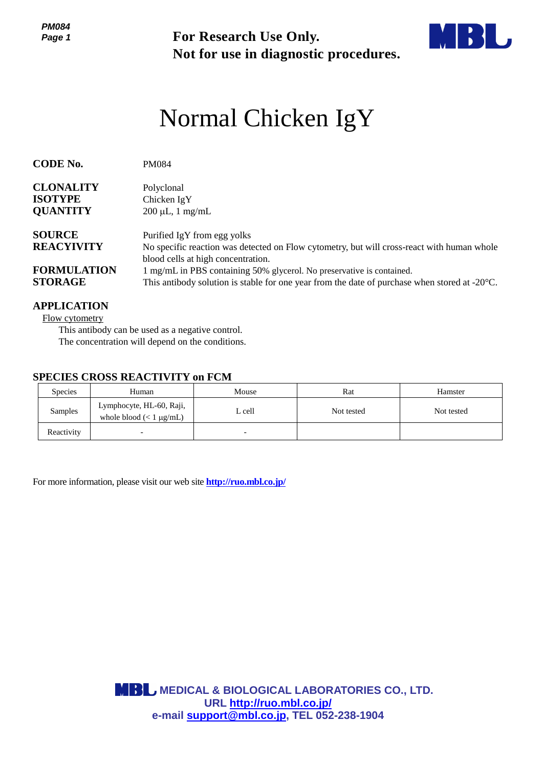**For Research Use Only.**
**Not for use in diagnostic procedures.**

# Normal Chicken IgY

**CODE No.** PM084

**CLONALITY** Polyclonal
**ISOTYPE** Chicken IgY
**QUANTITY** 200 µL, 1 mg/mL

**SOURCE** Purified IgY from egg yolks
**REACTIVITY** No specific reaction was detected on Flow cytometry, but will cross-react with human whole blood cells at high concentration.
**FORMULATION** 1 mg/mL in PBS containing 50% glycerol. No preservative is contained.
**STORAGE** This antibody solution is stable for one year from the date of purchase when stored at -20°C.

## APPLICATION

Flow cytometry

This antibody can be used as a negative control.
The concentration will depend on the conditions.

## SPECIES CROSS REACTIVITY on FCM

| Species | Human | Mouse | Rat | Hamster |
|---|---|---|---|---|
| Samples | Lymphocyte, HL-60, Raji, whole blood (< 1 µg/mL) | L cell | Not tested | Not tested |
| Reactivity | - | - | | |

For more information, please visit our web site **http://ruo.mbl.co.jp/**

**MEDICAL & BIOLOGICAL LABORATORIES CO., LTD.**
**URL http://ruo.mbl.co.jp/**
**e-mail support@mbl.co.jp, TEL 052-238-1904**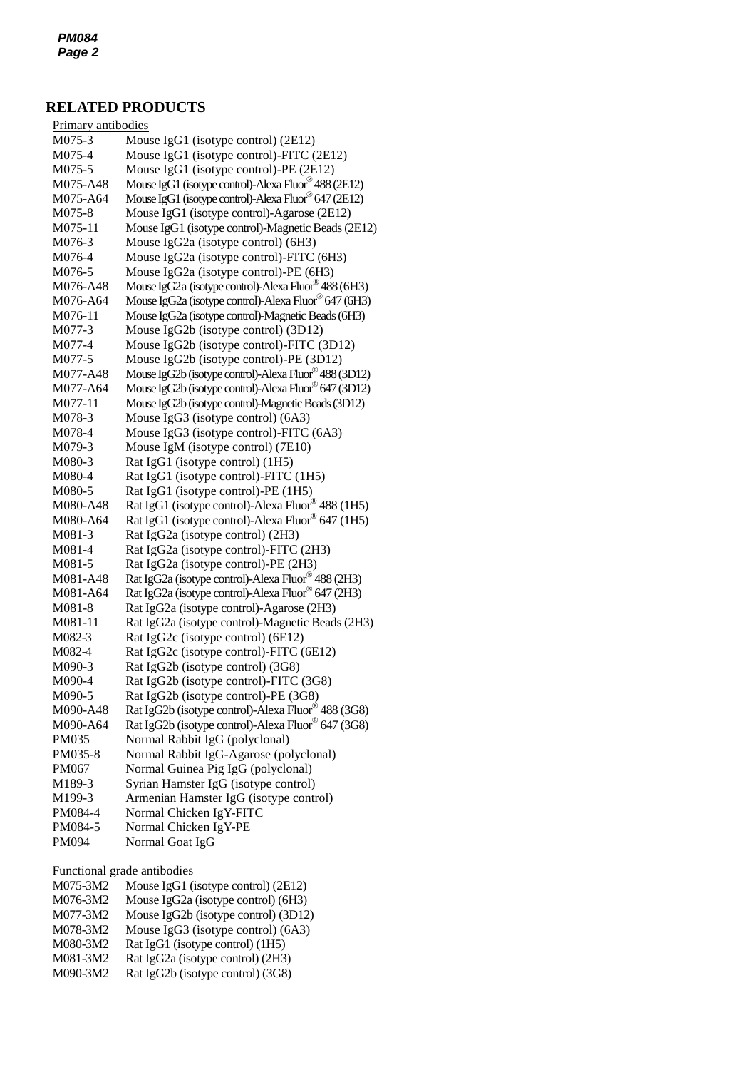## RELATED PRODUCTS

Primary antibodies

| | |
|---|---|
| M075-3 | Mouse IgG1 (isotype control) (2E12) |
| M075-4 | Mouse IgG1 (isotype control)-FITC (2E12) |
| M075-5 | Mouse IgG1 (isotype control)-PE (2E12) |
| M075-A48 | Mouse IgG1 (isotype control)-Alexa Fluor® 488 (2E12) |
| M075-A64 | Mouse IgG1 (isotype control)-Alexa Fluor® 647 (2E12) |
| M075-8 | Mouse IgG1 (isotype control)-Agarose (2E12) |
| M075-11 | Mouse IgG1 (isotype control)-Magnetic Beads (2E12) |
| M076-3 | Mouse IgG2a (isotype control) (6H3) |
| M076-4 | Mouse IgG2a (isotype control)-FITC (6H3) |
| M076-5 | Mouse IgG2a (isotype control)-PE (6H3) |
| M076-A48 | Mouse IgG2a (isotype control)-Alexa Fluor® 488 (6H3) |
| M076-A64 | Mouse IgG2a (isotype control)-Alexa Fluor® 647 (6H3) |
| M076-11 | Mouse IgG2a (isotype control)-Magnetic Beads (6H3) |
| M077-3 | Mouse IgG2b (isotype control) (3D12) |
| M077-4 | Mouse IgG2b (isotype control)-FITC (3D12) |
| M077-5 | Mouse IgG2b (isotype control)-PE (3D12) |
| M077-A48 | Mouse IgG2b (isotype control)-Alexa Fluor® 488 (3D12) |
| M077-A64 | Mouse IgG2b (isotype control)-Alexa Fluor® 647 (3D12) |
| M077-11 | Mouse IgG2b (isotype control)-Magnetic Beads (3D12) |
| M078-3 | Mouse IgG3 (isotype control) (6A3) |
| M078-4 | Mouse IgG3 (isotype control)-FITC (6A3) |
| M079-3 | Mouse IgM (isotype control) (7E10) |
| M080-3 | Rat IgG1 (isotype control) (1H5) |
| M080-4 | Rat IgG1 (isotype control)-FITC (1H5) |
| M080-5 | Rat IgG1 (isotype control)-PE (1H5) |
| M080-A48 | Rat IgG1 (isotype control)-Alexa Fluor® 488 (1H5) |
| M080-A64 | Rat IgG1 (isotype control)-Alexa Fluor® 647 (1H5) |
| M081-3 | Rat IgG2a (isotype control) (2H3) |
| M081-4 | Rat IgG2a (isotype control)-FITC (2H3) |
| M081-5 | Rat IgG2a (isotype control)-PE (2H3) |
| M081-A48 | Rat IgG2a (isotype control)-Alexa Fluor® 488 (2H3) |
| M081-A64 | Rat IgG2a (isotype control)-Alexa Fluor® 647 (2H3) |
| M081-8 | Rat IgG2a (isotype control)-Agarose (2H3) |
| M081-11 | Rat IgG2a (isotype control)-Magnetic Beads (2H3) |
| M082-3 | Rat IgG2c (isotype control) (6E12) |
| M082-4 | Rat IgG2c (isotype control)-FITC (6E12) |
| M090-3 | Rat IgG2b (isotype control) (3G8) |
| M090-4 | Rat IgG2b (isotype control)-FITC (3G8) |
| M090-5 | Rat IgG2b (isotype control)-PE (3G8) |
| M090-A48 | Rat IgG2b (isotype control)-Alexa Fluor® 488 (3G8) |
| M090-A64 | Rat IgG2b (isotype control)-Alexa Fluor® 647 (3G8) |
| PM035 | Normal Rabbit IgG (polyclonal) |
| PM035-8 | Normal Rabbit IgG-Agarose (polyclonal) |
| PM067 | Normal Guinea Pig IgG (polyclonal) |
| M189-3 | Syrian Hamster IgG (isotype control) |
| M199-3 | Armenian Hamster IgG (isotype control) |
| PM084-4 | Normal Chicken IgY-FITC |
| PM084-5 | Normal Chicken IgY-PE |
| PM094 | Normal Goat IgG |

Functional grade antibodies

| | |
|---|---|
| M075-3M2 | Mouse IgG1 (isotype control) (2E12) |
| M076-3M2 | Mouse IgG2a (isotype control) (6H3) |
| M077-3M2 | Mouse IgG2b (isotype control) (3D12) |
| M078-3M2 | Mouse IgG3 (isotype control) (6A3) |
| M080-3M2 | Rat IgG1 (isotype control) (1H5) |
| M081-3M2 | Rat IgG2a (isotype control) (2H3) |
| M090-3M2 | Rat IgG2b (isotype control) (3G8) |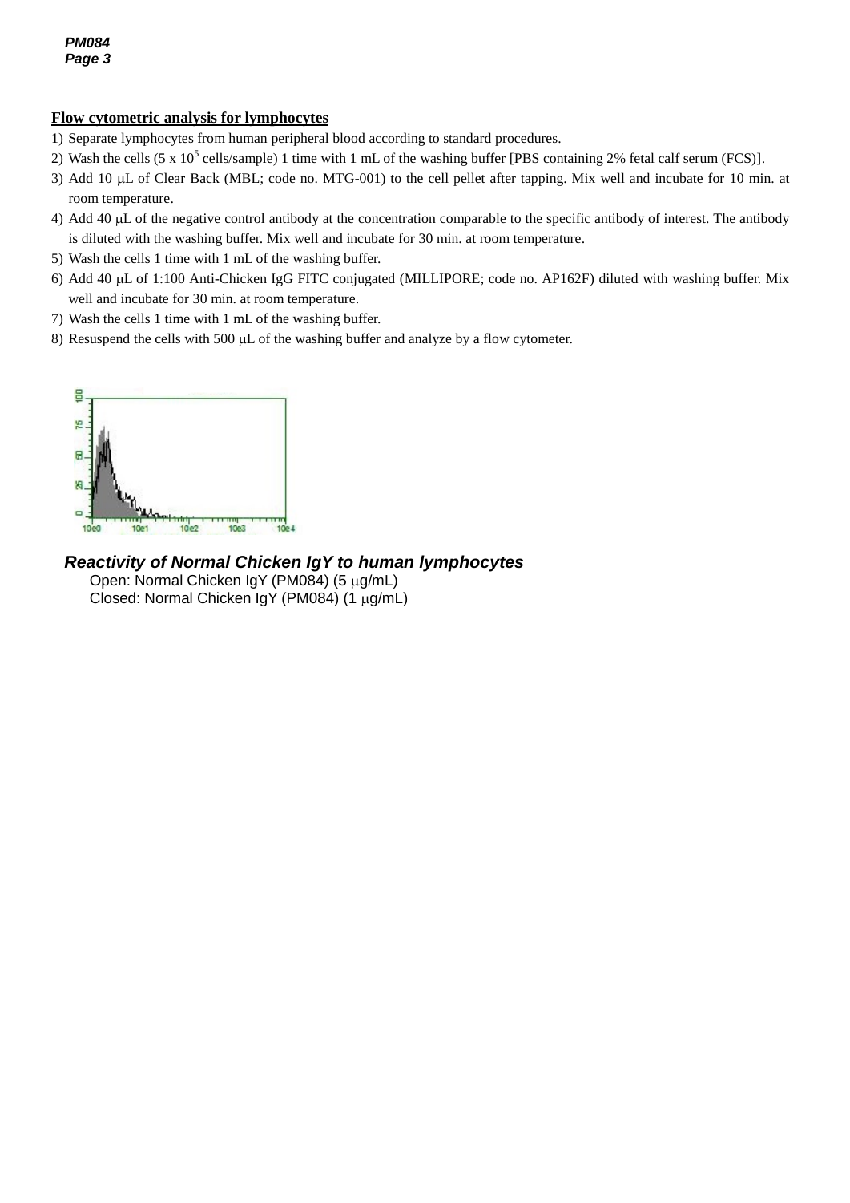## Flow cytometric analysis for lymphocytes

1) Separate lymphocytes from human peripheral blood according to standard procedures.
2) Wash the cells ($5 \times 10^5$ cells/sample) 1 time with 1 mL of the washing buffer [PBS containing 2% fetal calf serum (FCS)].
3) Add 10 μL of Clear Back (MBL; code no. MTG-001) to the cell pellet after tapping. Mix well and incubate for 10 min. at room temperature.
4) Add 40 μL of the negative control antibody at the concentration comparable to the specific antibody of interest. The antibody is diluted with the washing buffer. Mix well and incubate for 30 min. at room temperature.
5) Wash the cells 1 time with 1 mL of the washing buffer.
6) Add 40 μL of 1:100 Anti-Chicken IgG FITC conjugated (MILLIPORE; code no. AP162F) diluted with washing buffer. Mix well and incubate for 30 min. at room temperature.
7) Wash the cells 1 time with 1 mL of the washing buffer.
8) Resuspend the cells with 500 μL of the washing buffer and analyze by a flow cytometer.

100
75
50
25
0
10e0 10e1 10e2 10e3 10e4

***Reactivity of Normal Chicken IgY to human lymphocytes***

Open: Normal Chicken IgY (PM084) (5 μg/mL)
Closed: Normal Chicken IgY (PM084) (1 μg/mL)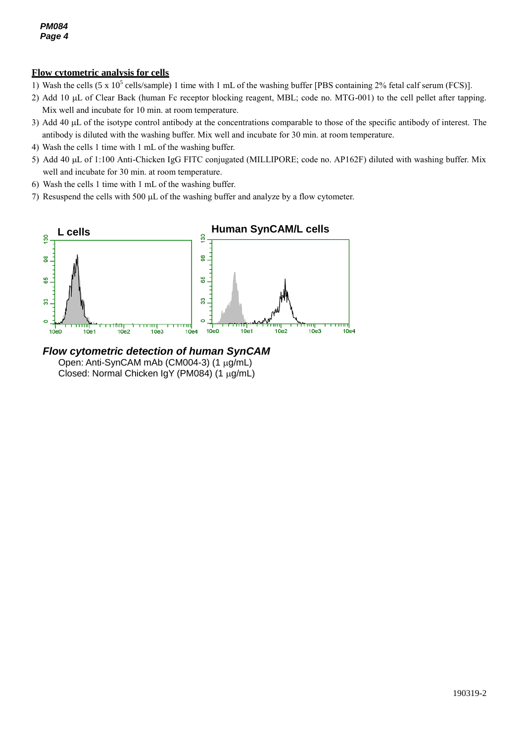## Flow cytometric analysis for cells

1) Wash the cells ($5 \times 10^5$ cells/sample) 1 time with 1 mL of the washing buffer [PBS containing 2% fetal calf serum (FCS)].
2) Add 10 μL of Clear Back (human Fc receptor blocking reagent, MBL; code no. MTG-001) to the cell pellet after tapping. Mix well and incubate for 10 min. at room temperature.
3) Add 40 μL of the isotype control antibody at the concentrations comparable to those of the specific antibody of interest. The antibody is diluted with the washing buffer. Mix well and incubate for 30 min. at room temperature.
4) Wash the cells 1 time with 1 mL of the washing buffer.
5) Add 40 μL of 1:100 Anti-Chicken IgG FITC conjugated (MILLIPORE; code no. AP162F) diluted with washing buffer. Mix well and incubate for 30 min. at room temperature.
6) Wash the cells 1 time with 1 mL of the washing buffer.
7) Resuspend the cells with 500 μL of the washing buffer and analyze by a flow cytometer.

L cells

Human SynCAM/L cells

130
98
65
33
0

10e0 10e1 10e2 10e3 10e4

***Flow cytometric detection of human SynCAM***

Open: Anti-SynCAM mAb (CM004-3) (1 μg/mL)
Closed: Normal Chicken IgY (PM084) (1 μg/mL)

190319-2